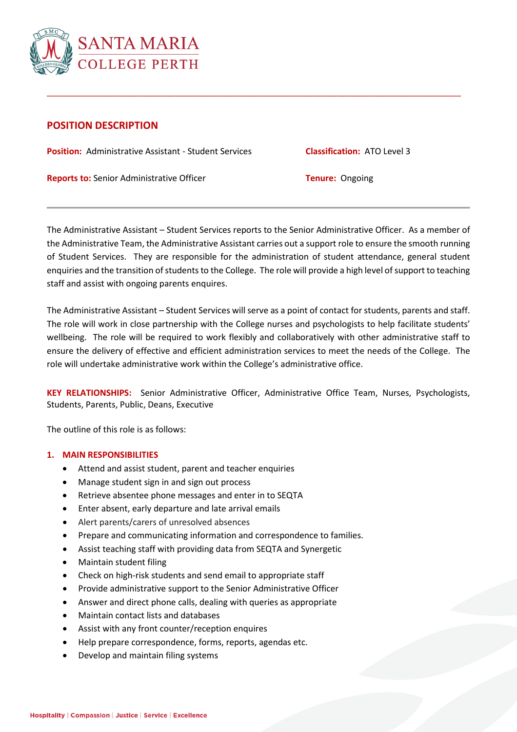SANTA MARIA
COLLEGE PERTH

## POSITION DESCRIPTION

**Position:** Administrative Assistant - Student Services

**Classification:** ATO Level 3

**Reports to:** Senior Administrative Officer

**Tenure:** Ongoing

---

The Administrative Assistant – Student Services reports to the Senior Administrative Officer. As a member of the Administrative Team, the Administrative Assistant carries out a support role to ensure the smooth running of Student Services. They are responsible for the administration of student attendance, general student enquiries and the transition of students to the College. The role will provide a high level of support to teaching staff and assist with ongoing parents enquires.

The Administrative Assistant – Student Services will serve as a point of contact for students, parents and staff. The role will work in close partnership with the College nurses and psychologists to help facilitate students' wellbeing. The role will be required to work flexibly and collaboratively with other administrative staff to ensure the delivery of effective and efficient administration services to meet the needs of the College. The role will undertake administrative work within the College's administrative office.

**KEY RELATIONSHIPS:** Senior Administrative Officer, Administrative Office Team, Nurses, Psychologists, Students, Parents, Public, Deans, Executive

The outline of this role is as follows:

### 1. MAIN RESPONSIBILITIES

- Attend and assist student, parent and teacher enquiries
- Manage student sign in and sign out process
- Retrieve absentee phone messages and enter in to SEQTA
- Enter absent, early departure and late arrival emails
- Alert parents/carers of unresolved absences
- Prepare and communicating information and correspondence to families.
- Assist teaching staff with providing data from SEQTA and Synergetic
- Maintain student filing
- Check on high-risk students and send email to appropriate staff
- Provide administrative support to the Senior Administrative Officer
- Answer and direct phone calls, dealing with queries as appropriate
- Maintain contact lists and databases
- Assist with any front counter/reception enquires
- Help prepare correspondence, forms, reports, agendas etc.
- Develop and maintain filing systems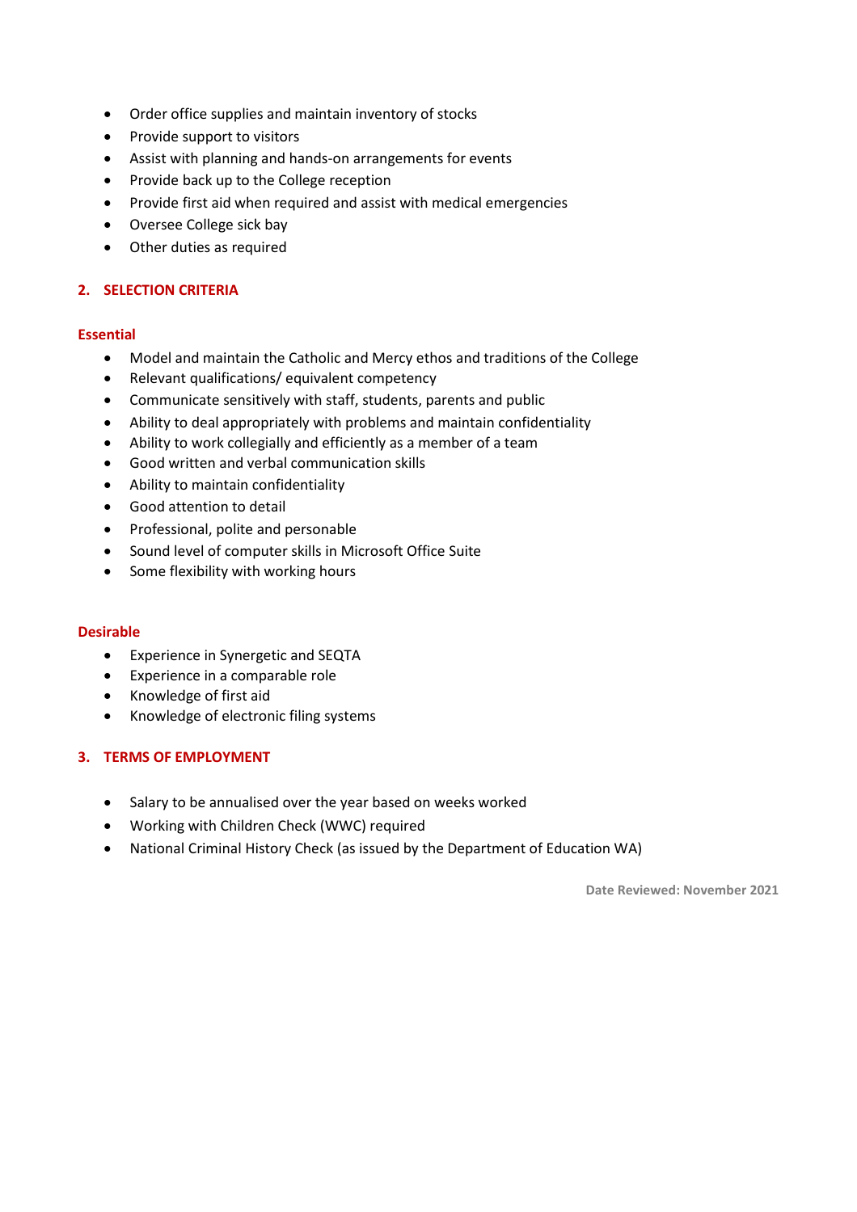- Order office supplies and maintain inventory of stocks
- Provide support to visitors
- Assist with planning and hands-on arrangements for events
- Provide back up to the College reception
- Provide first aid when required and assist with medical emergencies
- Oversee College sick bay
- Other duties as required

## 2. SELECTION CRITERIA

### Essential

- Model and maintain the Catholic and Mercy ethos and traditions of the College
- Relevant qualifications/ equivalent competency
- Communicate sensitively with staff, students, parents and public
- Ability to deal appropriately with problems and maintain confidentiality
- Ability to work collegially and efficiently as a member of a team
- Good written and verbal communication skills
- Ability to maintain confidentiality
- Good attention to detail
- Professional, polite and personable
- Sound level of computer skills in Microsoft Office Suite
- Some flexibility with working hours

### Desirable

- Experience in Synergetic and SEQTA
- Experience in a comparable role
- Knowledge of first aid
- Knowledge of electronic filing systems

## 3. TERMS OF EMPLOYMENT

- Salary to be annualised over the year based on weeks worked
- Working with Children Check (WWC) required
- National Criminal History Check (as issued by the Department of Education WA)

**Date Reviewed: November 2021**